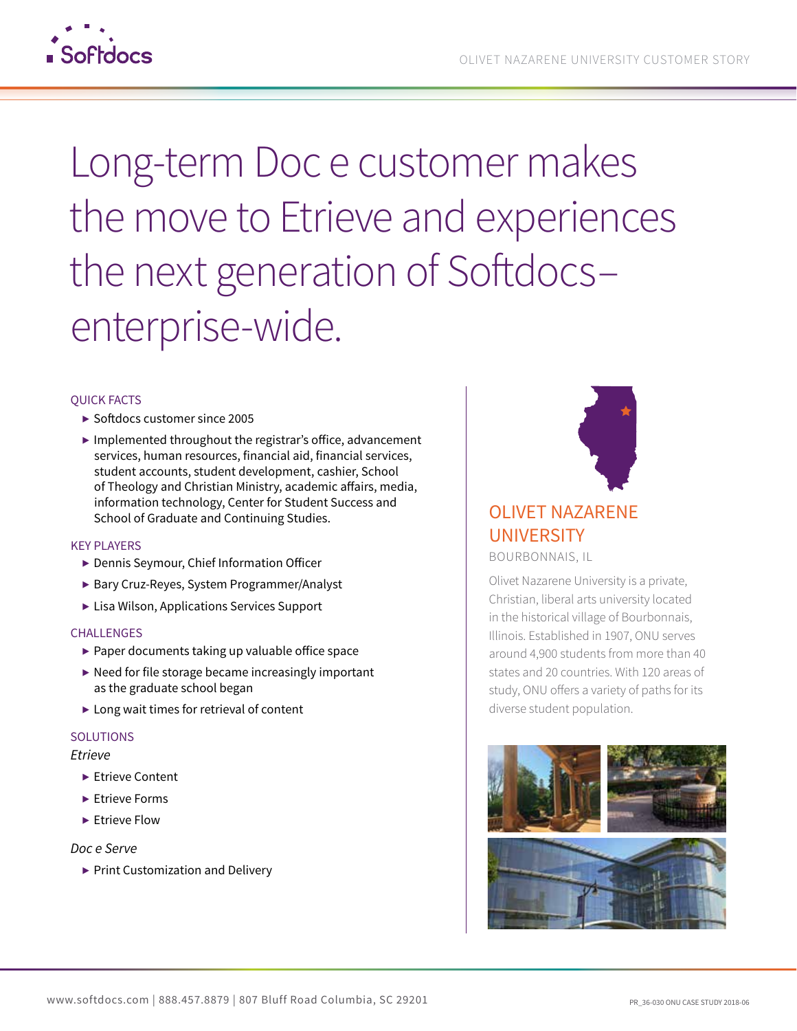# Long-term Doc e customer makes the move to Etrieve and experiences the next generation of Softdocs–enterprise-wide.

## QUICK FACTS

- Softdocs customer since 2005
- Implemented throughout the registrar's office, advancement services, human resources, financial aid, financial services, student accounts, student development, cashier, School of Theology and Christian Ministry, academic affairs, media, information technology, Center for Student Success and School of Graduate and Continuing Studies.

## KEY PLAYERS

- Dennis Seymour, Chief Information Officer
- Bary Cruz-Reyes, System Programmer/Analyst
- Lisa Wilson, Applications Services Support

## CHALLENGES

- Paper documents taking up valuable office space
- Need for file storage became increasingly important as the graduate school began
- Long wait times for retrieval of content

## SOLUTIONS

*Etrieve*

- Etrieve Content
- Etrieve Forms
- Etrieve Flow

*Doc e Serve*

- Print Customization and Delivery

## OLIVET NAZARENE UNIVERSITY

BOURBONNAIS, IL

Olivet Nazarene University is a private, Christian, liberal arts university located in the historical village of Bourbonnais, Illinois. Established in 1907, ONU serves around 4,900 students from more than 40 states and 20 countries. With 120 areas of study, ONU offers a variety of paths for its diverse student population.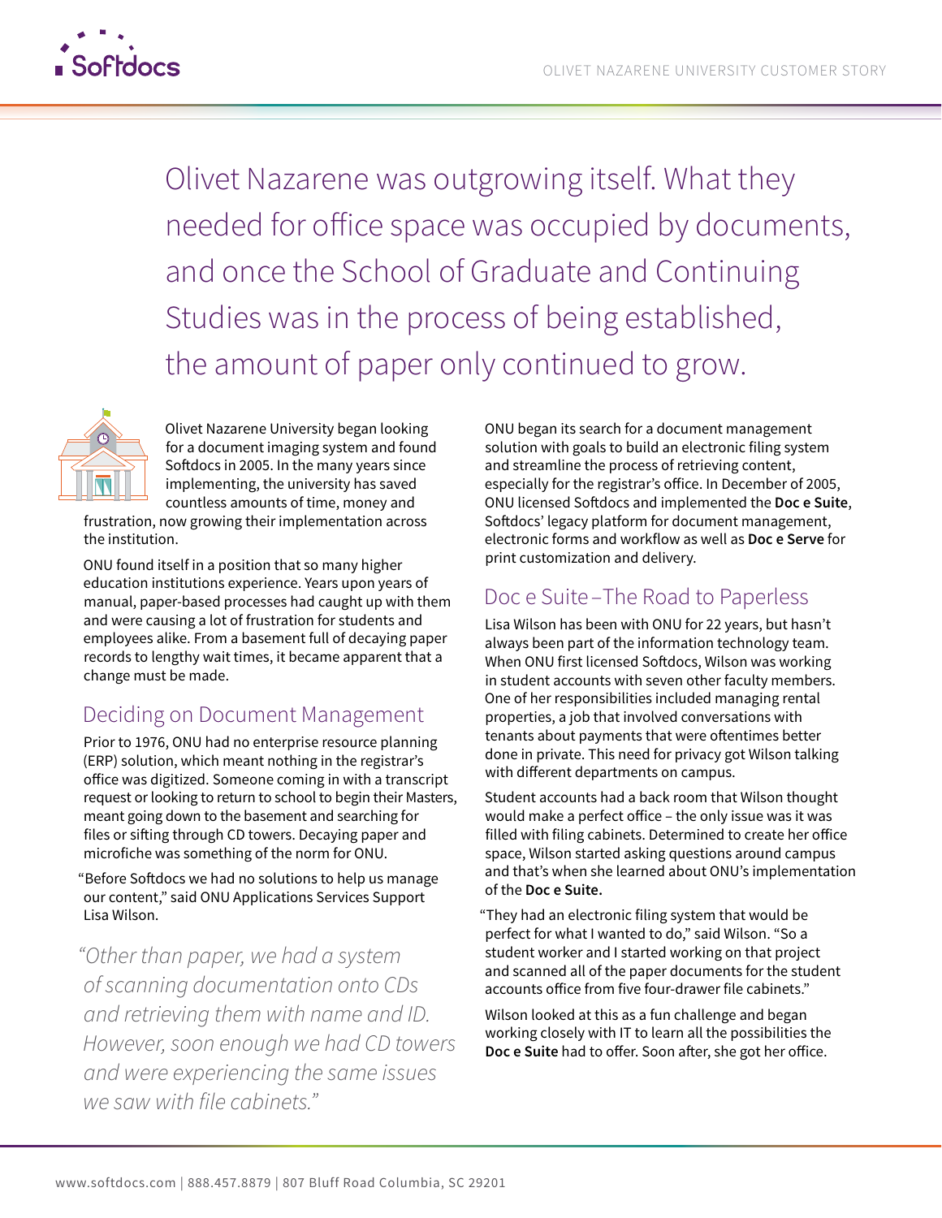Olivet Nazarene was outgrowing itself. What they needed for office space was occupied by documents, and once the School of Graduate and Continuing Studies was in the process of being established, the amount of paper only continued to grow.

Olivet Nazarene University began looking for a document imaging system and found Softdocs in 2005. In the many years since implementing, the university has saved countless amounts of time, money and frustration, now growing their implementation across the institution.

ONU found itself in a position that so many higher education institutions experience. Years upon years of manual, paper-based processes had caught up with them and were causing a lot of frustration for students and employees alike. From a basement full of decaying paper records to lengthy wait times, it became apparent that a change must be made.

## Deciding on Document Management

Prior to 1976, ONU had no enterprise resource planning (ERP) solution, which meant nothing in the registrar's office was digitized. Someone coming in with a transcript request or looking to return to school to begin their Masters, meant going down to the basement and searching for files or sifting through CD towers. Decaying paper and microfiche was something of the norm for ONU.

"Before Softdocs we had no solutions to help us manage our content," said ONU Applications Services Support Lisa Wilson.

*"Other than paper, we had a system of scanning documentation onto CDs and retrieving them with name and ID. However, soon enough we had CD towers and were experiencing the same issues we saw with file cabinets."*

ONU began its search for a document management solution with goals to build an electronic filing system and streamline the process of retrieving content, especially for the registrar's office. In December of 2005, ONU licensed Softdocs and implemented the **Doc e Suite**, Softdocs' legacy platform for document management, electronic forms and workflow as well as **Doc e Serve** for print customization and delivery.

## Doc e Suite – The Road to Paperless

Lisa Wilson has been with ONU for 22 years, but hasn't always been part of the information technology team. When ONU first licensed Softdocs, Wilson was working in student accounts with seven other faculty members. One of her responsibilities included managing rental properties, a job that involved conversations with tenants about payments that were oftentimes better done in private. This need for privacy got Wilson talking with different departments on campus.

Student accounts had a back room that Wilson thought would make a perfect office – the only issue was it was filled with filing cabinets. Determined to create her office space, Wilson started asking questions around campus and that's when she learned about ONU's implementation of the **Doc e Suite.**

"They had an electronic filing system that would be perfect for what I wanted to do," said Wilson. "So a student worker and I started working on that project and scanned all of the paper documents for the student accounts office from five four-drawer file cabinets."

Wilson looked at this as a fun challenge and began working closely with IT to learn all the possibilities the **Doc e Suite** had to offer. Soon after, she got her office.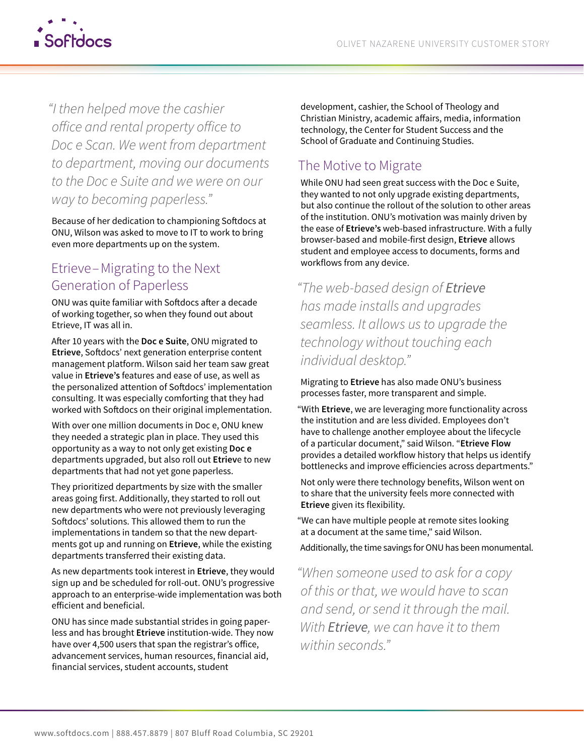*"I then helped move the cashier office and rental property office to Doc e Scan. We went from department to department, moving our documents to the Doc e Suite and we were on our way to becoming paperless."*

Because of her dedication to championing Softdocs at ONU, Wilson was asked to move to IT to work to bring even more departments up on the system.

## Etrieve – Migrating to the Next Generation of Paperless

ONU was quite familiar with Softdocs after a decade of working together, so when they found out about Etrieve, IT was all in.

After 10 years with the **Doc e Suite**, ONU migrated to **Etrieve**, Softdocs' next generation enterprise content management platform. Wilson said her team saw great value in **Etrieve's** features and ease of use, as well as the personalized attention of Softdocs' implementation consulting. It was especially comforting that they had worked with Softdocs on their original implementation.

With over one million documents in Doc e, ONU knew they needed a strategic plan in place. They used this opportunity as a way to not only get existing **Doc e** departments upgraded, but also roll out **Etriev**e to new departments that had not yet gone paperless.

They prioritized departments by size with the smaller areas going first. Additionally, they started to roll out new departments who were not previously leveraging Softdocs' solutions. This allowed them to run the implementations in tandem so that the new departments got up and running on **Etrieve**, while the existing departments transferred their existing data.

As new departments took interest in **Etrieve**, they would sign up and be scheduled for roll-out. ONU's progressive approach to an enterprise-wide implementation was both efficient and beneficial.

ONU has since made substantial strides in going paperless and has brought **Etrieve** institution-wide. They now have over 4,500 users that span the registrar's office, advancement services, human resources, financial aid, financial services, student accounts, student development, cashier, the School of Theology and Christian Ministry, academic affairs, media, information technology, the Center for Student Success and the School of Graduate and Continuing Studies.

## The Motive to Migrate

While ONU had seen great success with the Doc e Suite, they wanted to not only upgrade existing departments, but also continue the rollout of the solution to other areas of the institution. ONU's motivation was mainly driven by the ease of **Etrieve's** web-based infrastructure. With a fully browser-based and mobile-first design, **Etrieve** allows student and employee access to documents, forms and workflows from any device.

*"The web-based design of **Etrieve** has made installs and upgrades seamless. It allows us to upgrade the technology without touching each individual desktop."*

Migrating to **Etrieve** has also made ONU's business processes faster, more transparent and simple.

"With **Etrieve**, we are leveraging more functionality across the institution and are less divided. Employees don't have to challenge another employee about the lifecycle of a particular document," said Wilson. "**Etrieve Flow** provides a detailed workflow history that helps us identify bottlenecks and improve efficiencies across departments."

Not only were there technology benefits, Wilson went on to share that the university feels more connected with **Etrieve** given its flexibility.

"We can have multiple people at remote sites looking at a document at the same time," said Wilson.

Additionally, the time savings for ONU has been monumental.

*"When someone used to ask for a copy of this or that, we would have to scan and send, or send it through the mail. With **Etrieve**, we can have it to them within seconds."*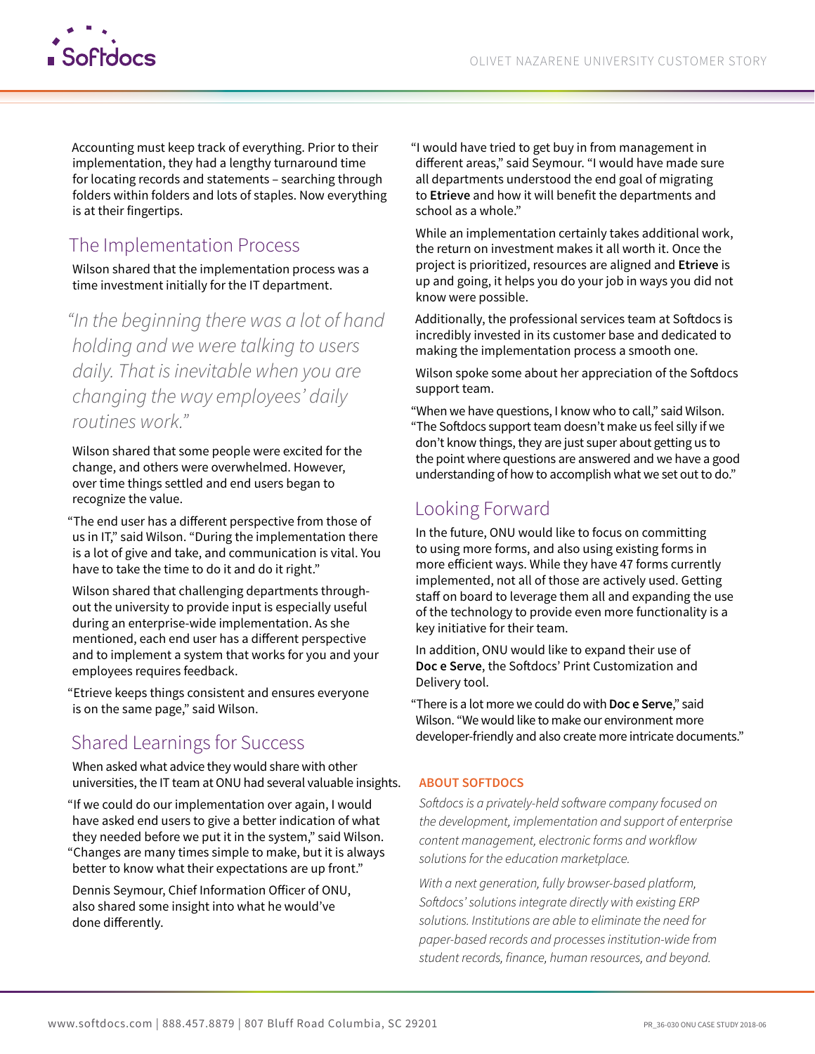Accounting must keep track of everything. Prior to their implementation, they had a lengthy turnaround time for locating records and statements – searching through folders within folders and lots of staples. Now everything is at their fingertips.

## The Implementation Process

Wilson shared that the implementation process was a time investment initially for the IT department.

*"In the beginning there was a lot of hand holding and we were talking to users daily. That is inevitable when you are changing the way employees' daily routines work."*

Wilson shared that some people were excited for the change, and others were overwhelmed. However, over time things settled and end users began to recognize the value.

"The end user has a different perspective from those of us in IT," said Wilson. "During the implementation there is a lot of give and take, and communication is vital. You have to take the time to do it and do it right."

Wilson shared that challenging departments throughout the university to provide input is especially useful during an enterprise-wide implementation. As she mentioned, each end user has a different perspective and to implement a system that works for you and your employees requires feedback.

"Etrieve keeps things consistent and ensures everyone is on the same page," said Wilson.

## Shared Learnings for Success

When asked what advice they would share with other universities, the IT team at ONU had several valuable insights.

"If we could do our implementation over again, I would have asked end users to give a better indication of what they needed before we put it in the system," said Wilson. "Changes are many times simple to make, but it is always better to know what their expectations are up front."

Dennis Seymour, Chief Information Officer of ONU, also shared some insight into what he would've done differently.

"I would have tried to get buy in from management in different areas," said Seymour. "I would have made sure all departments understood the end goal of migrating to **Etrieve** and how it will benefit the departments and school as a whole."

While an implementation certainly takes additional work, the return on investment makes it all worth it. Once the project is prioritized, resources are aligned and **Etrieve** is up and going, it helps you do your job in ways you did not know were possible.

Additionally, the professional services team at Softdocs is incredibly invested in its customer base and dedicated to making the implementation process a smooth one.

Wilson spoke some about her appreciation of the Softdocs support team.

"When we have questions, I know who to call," said Wilson. "The Softdocs support team doesn't make us feel silly if we don't know things, they are just super about getting us to the point where questions are answered and we have a good understanding of how to accomplish what we set out to do."

## Looking Forward

In the future, ONU would like to focus on committing to using more forms, and also using existing forms in more efficient ways. While they have 47 forms currently implemented, not all of those are actively used. Getting staff on board to leverage them all and expanding the use of the technology to provide even more functionality is a key initiative for their team.

In addition, ONU would like to expand their use of **Doc e Serve**, the Softdocs' Print Customization and Delivery tool.

"There is a lot more we could do with **Doc e Serve**," said Wilson. "We would like to make our environment more developer-friendly and also create more intricate documents."

**ABOUT SOFTDOCS**

*Softdocs is a privately-held software company focused on the development, implementation and support of enterprise content management, electronic forms and workflow solutions for the education marketplace.*

*With a next generation, fully browser-based platform, Softdocs' solutions integrate directly with existing ERP solutions. Institutions are able to eliminate the need for paper-based records and processes institution-wide from student records, finance, human resources, and beyond.*

www.softdocs.com | 888.457.8879 | 807 Bluff Road Columbia, SC 29201

PR_36-030 ONU CASE STUDY 2018-06